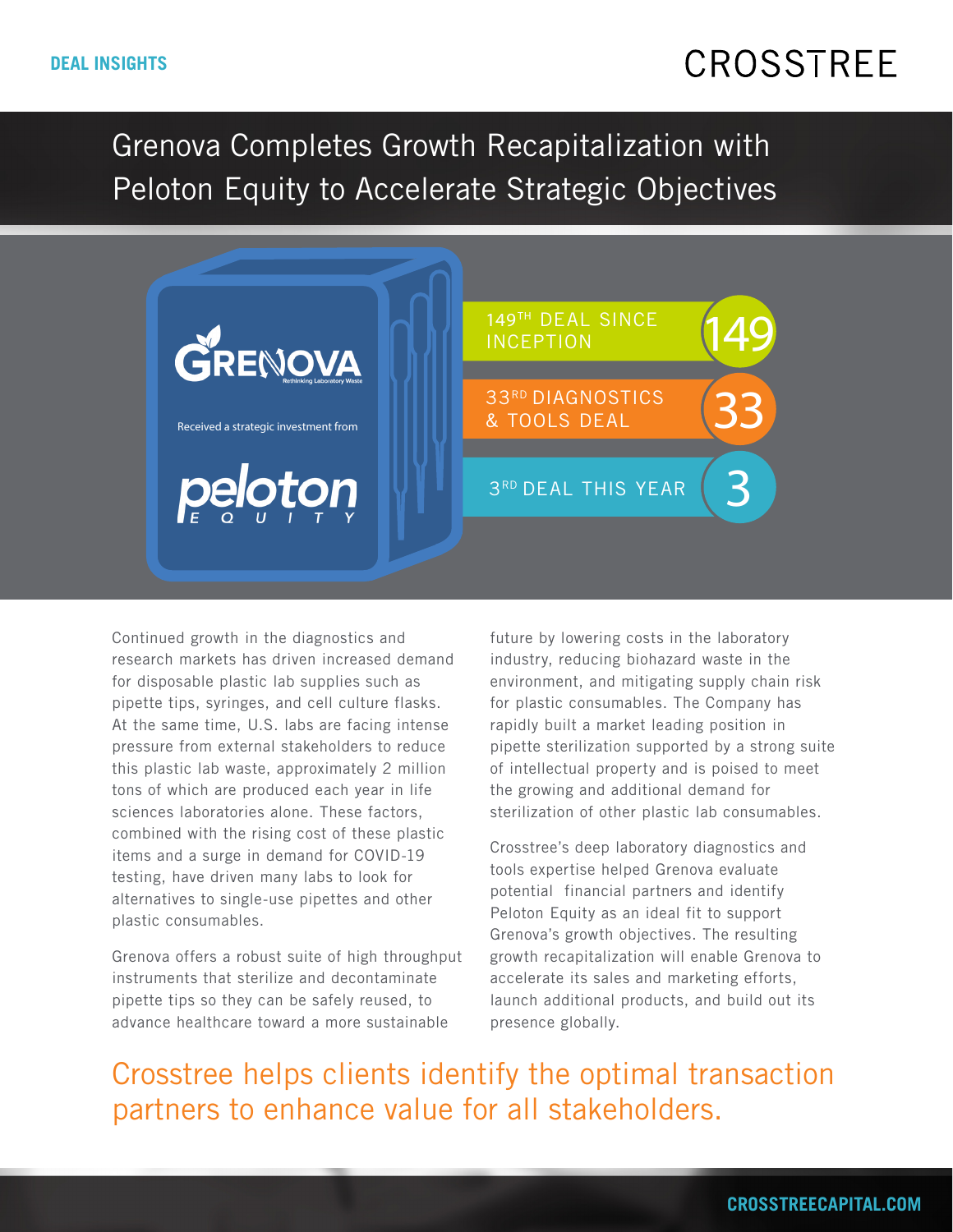DEAL INSIGHTS

CROSSTREE

# Grenova Completes Growth Recapitalization with Peloton Equity to Accelerate Strategic Objectives

GRENOVA
Rethinking Laboratory Waste

Received a strategic investment from

peloton
EQUITY

149TH DEAL SINCE INCEPTION — 149

33RD DIAGNOSTICS & TOOLS DEAL — 33

3RD DEAL THIS YEAR — 3

Continued growth in the diagnostics and research markets has driven increased demand for disposable plastic lab supplies such as pipette tips, syringes, and cell culture flasks. At the same time, U.S. labs are facing intense pressure from external stakeholders to reduce this plastic lab waste, approximately 2 million tons of which are produced each year in life sciences laboratories alone. These factors, combined with the rising cost of these plastic items and a surge in demand for COVID-19 testing, have driven many labs to look for alternatives to single-use pipettes and other plastic consumables.

Grenova offers a robust suite of high throughput instruments that sterilize and decontaminate pipette tips so they can be safely reused, to advance healthcare toward a more sustainable future by lowering costs in the laboratory industry, reducing biohazard waste in the environment, and mitigating supply chain risk for plastic consumables. The Company has rapidly built a market leading position in pipette sterilization supported by a strong suite of intellectual property and is poised to meet the growing and additional demand for sterilization of other plastic lab consumables.

Crosstree's deep laboratory diagnostics and tools expertise helped Grenova evaluate potential financial partners and identify Peloton Equity as an ideal fit to support Grenova's growth objectives. The resulting growth recapitalization will enable Grenova to accelerate its sales and marketing efforts, launch additional products, and build out its presence globally.

## Crosstree helps clients identify the optimal transaction partners to enhance value for all stakeholders.

CROSSTREECAPITAL.COM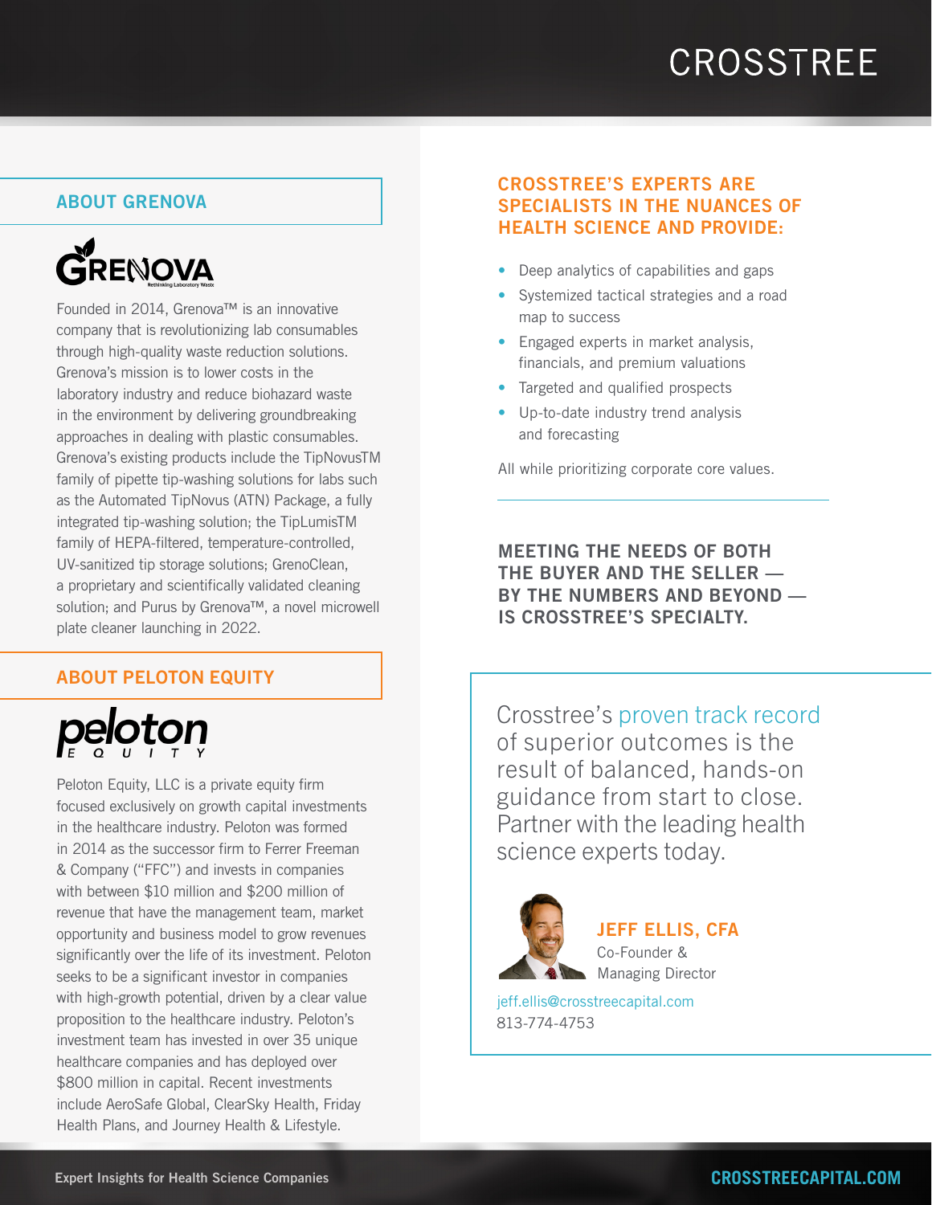## ABOUT GRENOVA

Founded in 2014, Grenova™ is an innovative company that is revolutionizing lab consumables through high-quality waste reduction solutions. Grenova's mission is to lower costs in the laboratory industry and reduce biohazard waste in the environment by delivering groundbreaking approaches in dealing with plastic consumables. Grenova's existing products include the TipNovusTM family of pipette tip-washing solutions for labs such as the Automated TipNovus (ATN) Package, a fully integrated tip-washing solution; the TipLumisTM family of HEPA-filtered, temperature-controlled, UV-sanitized tip storage solutions; GrenoClean, a proprietary and scientifically validated cleaning solution; and Purus by Grenova™, a novel microwell plate cleaner launching in 2022.

## ABOUT PELOTON EQUITY

Peloton Equity, LLC is a private equity firm focused exclusively on growth capital investments in the healthcare industry. Peloton was formed in 2014 as the successor firm to Ferrer Freeman & Company ("FFC") and invests in companies with between $10 million and $200 million of revenue that have the management team, market opportunity and business model to grow revenues significantly over the life of its investment. Peloton seeks to be a significant investor in companies with high-growth potential, driven by a clear value proposition to the healthcare industry. Peloton's investment team has invested in over 35 unique healthcare companies and has deployed over $800 million in capital. Recent investments include AeroSafe Global, ClearSky Health, Friday Health Plans, and Journey Health & Lifestyle.

## CROSSTREE'S EXPERTS ARE SPECIALISTS IN THE NUANCES OF HEALTH SCIENCE AND PROVIDE:

- Deep analytics of capabilities and gaps
- Systemized tactical strategies and a road map to success
- Engaged experts in market analysis, financials, and premium valuations
- Targeted and qualified prospects
- Up-to-date industry trend analysis and forecasting

All while prioritizing corporate core values.

**MEETING THE NEEDS OF BOTH THE BUYER AND THE SELLER — BY THE NUMBERS AND BEYOND — IS CROSSTREE'S SPECIALTY.**

Crosstree's proven track record of superior outcomes is the result of balanced, hands-on guidance from start to close. Partner with the leading health science experts today.

**JEFF ELLIS, CFA**
Co-Founder & Managing Director

jeff.ellis@crosstreecapital.com
813-774-4753